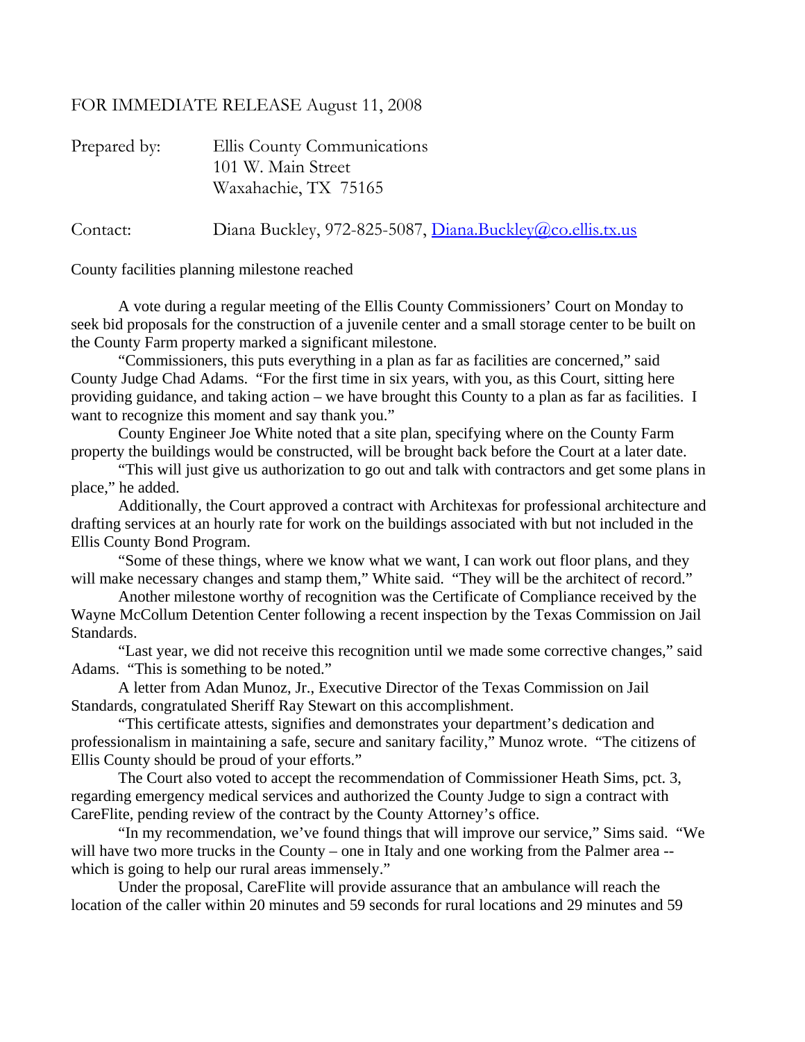FOR IMMEDIATE RELEASE August 11, 2008

Prepared by: Ellis County Communications
101 W. Main Street
Waxahachie, TX 75165

Contact: Diana Buckley, 972-825-5087, [Diana.Buckley@co.ellis.tx.us](mailto:Diana.Buckley@co.ellis.tx.us)

County facilities planning milestone reached

A vote during a regular meeting of the Ellis County Commissioners' Court on Monday to seek bid proposals for the construction of a juvenile center and a small storage center to be built on the County Farm property marked a significant milestone.

"Commissioners, this puts everything in a plan as far as facilities are concerned," said County Judge Chad Adams. "For the first time in six years, with you, as this Court, sitting here providing guidance, and taking action – we have brought this County to a plan as far as facilities. I want to recognize this moment and say thank you."

County Engineer Joe White noted that a site plan, specifying where on the County Farm property the buildings would be constructed, will be brought back before the Court at a later date.

"This will just give us authorization to go out and talk with contractors and get some plans in place," he added.

Additionally, the Court approved a contract with Architexas for professional architecture and drafting services at an hourly rate for work on the buildings associated with but not included in the Ellis County Bond Program.

"Some of these things, where we know what we want, I can work out floor plans, and they will make necessary changes and stamp them," White said. "They will be the architect of record."

Another milestone worthy of recognition was the Certificate of Compliance received by the Wayne McCollum Detention Center following a recent inspection by the Texas Commission on Jail Standards.

"Last year, we did not receive this recognition until we made some corrective changes," said Adams. "This is something to be noted."

A letter from Adan Munoz, Jr., Executive Director of the Texas Commission on Jail Standards, congratulated Sheriff Ray Stewart on this accomplishment.

"This certificate attests, signifies and demonstrates your department's dedication and professionalism in maintaining a safe, secure and sanitary facility," Munoz wrote. "The citizens of Ellis County should be proud of your efforts."

The Court also voted to accept the recommendation of Commissioner Heath Sims, pct. 3, regarding emergency medical services and authorized the County Judge to sign a contract with CareFlite, pending review of the contract by the County Attorney's office.

"In my recommendation, we've found things that will improve our service," Sims said. "We will have two more trucks in the County – one in Italy and one working from the Palmer area -- which is going to help our rural areas immensely."

Under the proposal, CareFlite will provide assurance that an ambulance will reach the location of the caller within 20 minutes and 59 seconds for rural locations and 29 minutes and 59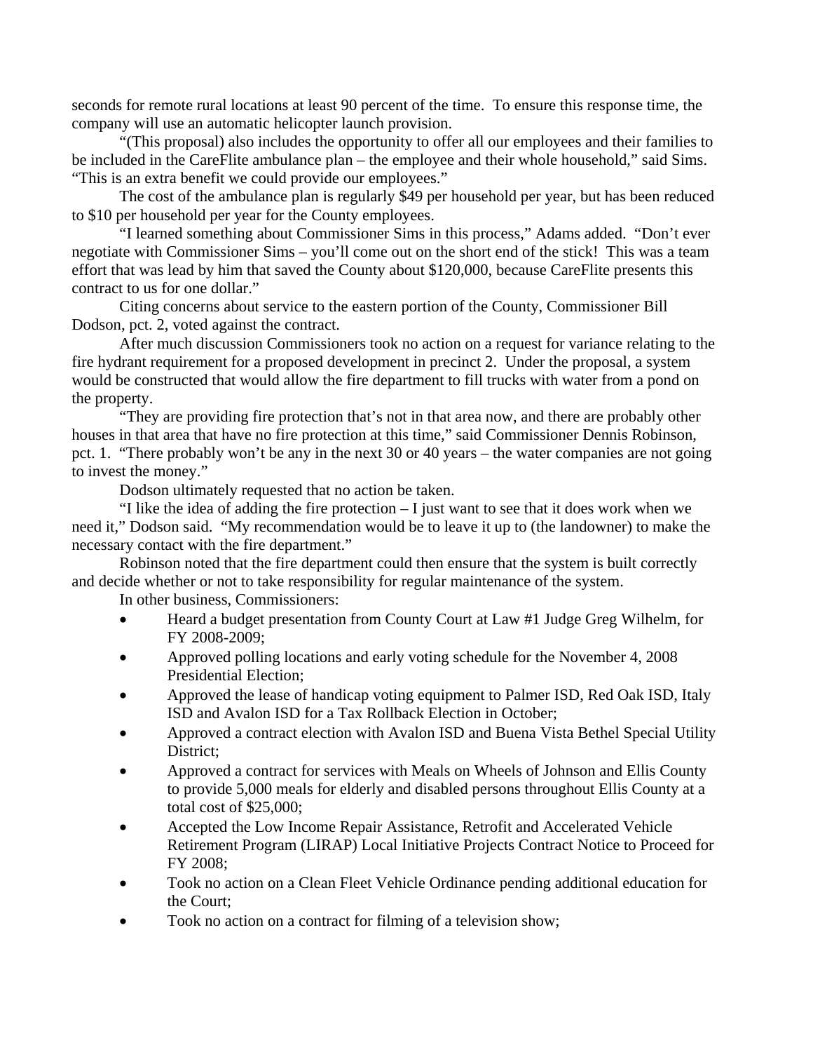seconds for remote rural locations at least 90 percent of the time. To ensure this response time, the company will use an automatic helicopter launch provision.

"(This proposal) also includes the opportunity to offer all our employees and their families to be included in the CareFlite ambulance plan – the employee and their whole household," said Sims. "This is an extra benefit we could provide our employees."

The cost of the ambulance plan is regularly $49 per household per year, but has been reduced to $10 per household per year for the County employees.

"I learned something about Commissioner Sims in this process," Adams added. "Don't ever negotiate with Commissioner Sims – you'll come out on the short end of the stick! This was a team effort that was lead by him that saved the County about $120,000, because CareFlite presents this contract to us for one dollar."

Citing concerns about service to the eastern portion of the County, Commissioner Bill Dodson, pct. 2, voted against the contract.

After much discussion Commissioners took no action on a request for variance relating to the fire hydrant requirement for a proposed development in precinct 2. Under the proposal, a system would be constructed that would allow the fire department to fill trucks with water from a pond on the property.

"They are providing fire protection that's not in that area now, and there are probably other houses in that area that have no fire protection at this time," said Commissioner Dennis Robinson, pct. 1. "There probably won't be any in the next 30 or 40 years – the water companies are not going to invest the money."

Dodson ultimately requested that no action be taken.

"I like the idea of adding the fire protection – I just want to see that it does work when we need it," Dodson said. "My recommendation would be to leave it up to (the landowner) to make the necessary contact with the fire department."

Robinson noted that the fire department could then ensure that the system is built correctly and decide whether or not to take responsibility for regular maintenance of the system.

In other business, Commissioners:

- Heard a budget presentation from County Court at Law #1 Judge Greg Wilhelm, for FY 2008-2009;
- Approved polling locations and early voting schedule for the November 4, 2008 Presidential Election;
- Approved the lease of handicap voting equipment to Palmer ISD, Red Oak ISD, Italy ISD and Avalon ISD for a Tax Rollback Election in October;
- Approved a contract election with Avalon ISD and Buena Vista Bethel Special Utility District;
- Approved a contract for services with Meals on Wheels of Johnson and Ellis County to provide 5,000 meals for elderly and disabled persons throughout Ellis County at a total cost of $25,000;
- Accepted the Low Income Repair Assistance, Retrofit and Accelerated Vehicle Retirement Program (LIRAP) Local Initiative Projects Contract Notice to Proceed for FY 2008;
- Took no action on a Clean Fleet Vehicle Ordinance pending additional education for the Court;
- Took no action on a contract for filming of a television show;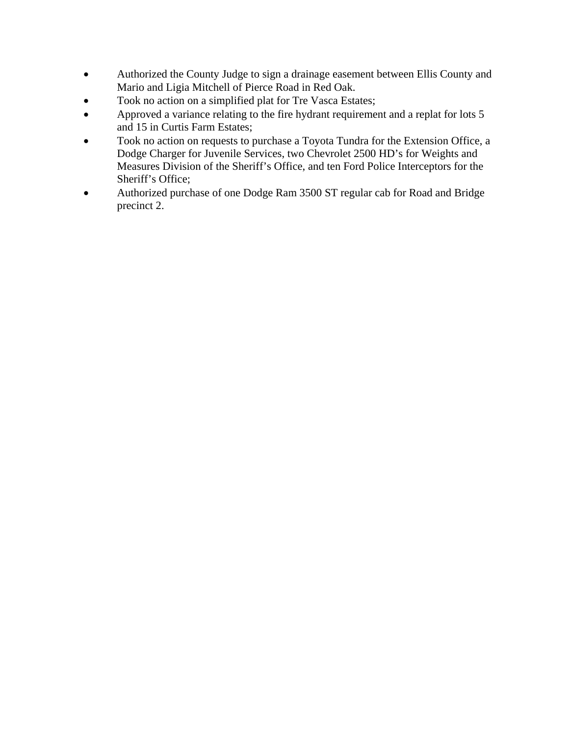- Authorized the County Judge to sign a drainage easement between Ellis County and Mario and Ligia Mitchell of Pierce Road in Red Oak.
- Took no action on a simplified plat for Tre Vasca Estates;
- Approved a variance relating to the fire hydrant requirement and a replat for lots 5 and 15 in Curtis Farm Estates;
- Took no action on requests to purchase a Toyota Tundra for the Extension Office, a Dodge Charger for Juvenile Services, two Chevrolet 2500 HD's for Weights and Measures Division of the Sheriff's Office, and ten Ford Police Interceptors for the Sheriff's Office;
- Authorized purchase of one Dodge Ram 3500 ST regular cab for Road and Bridge precinct 2.